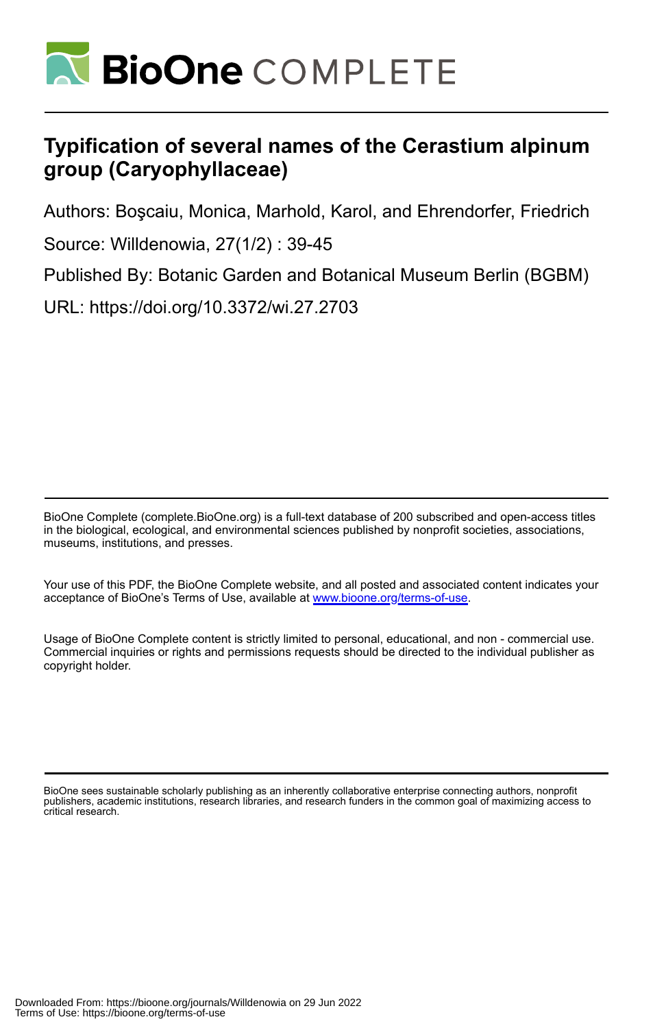# Typification of several names of the Cerastium alpinum group (Caryophyllaceae)

Authors: Boşcaiu, Monica, Marhold, Karol, and Ehrendorfer, Friedrich

Source: Willdenowia, 27(1/2) : 39-45

Published By: Botanic Garden and Botanical Museum Berlin (BGBM)

URL: https://doi.org/10.3372/wi.27.2703

BioOne Complete (complete.BioOne.org) is a full-text database of 200 subscribed and open-access titles in the biological, ecological, and environmental sciences published by nonprofit societies, associations, museums, institutions, and presses.

Your use of this PDF, the BioOne Complete website, and all posted and associated content indicates your acceptance of BioOne's Terms of Use, available at www.bioone.org/terms-of-use.

Usage of BioOne Complete content is strictly limited to personal, educational, and non - commercial use. Commercial inquiries or rights and permissions requests should be directed to the individual publisher as copyright holder.

BioOne sees sustainable scholarly publishing as an inherently collaborative enterprise connecting authors, nonprofit publishers, academic institutions, research libraries, and research funders in the common goal of maximizing access to critical research.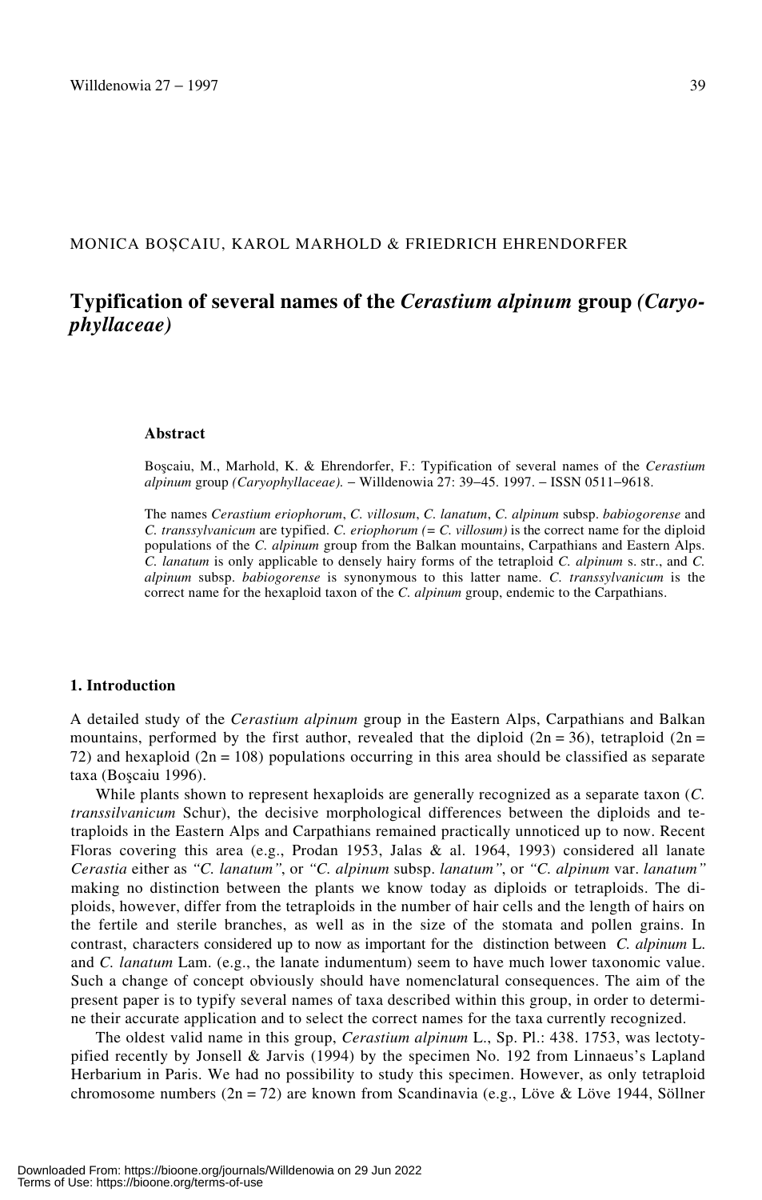MONICA BOŞCAIU, KAROL MARHOLD & FRIEDRICH EHRENDORFER

# Typification of several names of the *Cerastium alpinum* group *(Caryophyllaceae)*

### Abstract

Boşcaiu, M., Marhold, K. & Ehrendorfer, F.: Typification of several names of the *Cerastium alpinum* group *(Caryophyllaceae).* – Willdenowia 27: 39–45. 1997. – ISSN 0511–9618.

The names *Cerastium eriophorum*, *C. villosum*, *C. lanatum*, *C. alpinum* subsp. *babiogorense* and *C. transsylvanicum* are typified. *C. eriophorum (= C. villosum)* is the correct name for the diploid populations of the *C. alpinum* group from the Balkan mountains, Carpathians and Eastern Alps. *C. lanatum* is only applicable to densely hairy forms of the tetraploid *C. alpinum* s. str., and *C. alpinum* subsp. *babiogorense* is synonymous to this latter name. *C. transsylvanicum* is the correct name for the hexaploid taxon of the *C. alpinum* group, endemic to the Carpathians.

### 1. Introduction

A detailed study of the *Cerastium alpinum* group in the Eastern Alps, Carpathians and Balkan mountains, performed by the first author, revealed that the diploid (2n = 36), tetraploid (2n = 72) and hexaploid (2n = 108) populations occurring in this area should be classified as separate taxa (Boşcaiu 1996).

While plants shown to represent hexaploids are generally recognized as a separate taxon (*C. transsilvanicum* Schur), the decisive morphological differences between the diploids and tetraploids in the Eastern Alps and Carpathians remained practically unnoticed up to now. Recent Floras covering this area (e.g., Prodan 1953, Jalas & al. 1964, 1993) considered all lanate *Cerastia* either as *"C. lanatum"*, or *"C. alpinum* subsp. *lanatum"*, or *"C. alpinum* var. *lanatum"* making no distinction between the plants we know today as diploids or tetraploids. The diploids, however, differ from the tetraploids in the number of hair cells and the length of hairs on the fertile and sterile branches, as well as in the size of the stomata and pollen grains. In contrast, characters considered up to now as important for the distinction between *C. alpinum* L. and *C. lanatum* Lam. (e.g., the lanate indumentum) seem to have much lower taxonomic value. Such a change of concept obviously should have nomenclatural consequences. The aim of the present paper is to typify several names of taxa described within this group, in order to determine their accurate application and to select the correct names for the taxa currently recognized.

The oldest valid name in this group, *Cerastium alpinum* L., Sp. Pl.: 438. 1753, was lectotypified recently by Jonsell & Jarvis (1994) by the specimen No. 192 from Linnaeus's Lapland Herbarium in Paris. We had no possibility to study this specimen. However, as only tetraploid chromosome numbers (2n = 72) are known from Scandinavia (e.g., Löve & Löve 1944, Söllner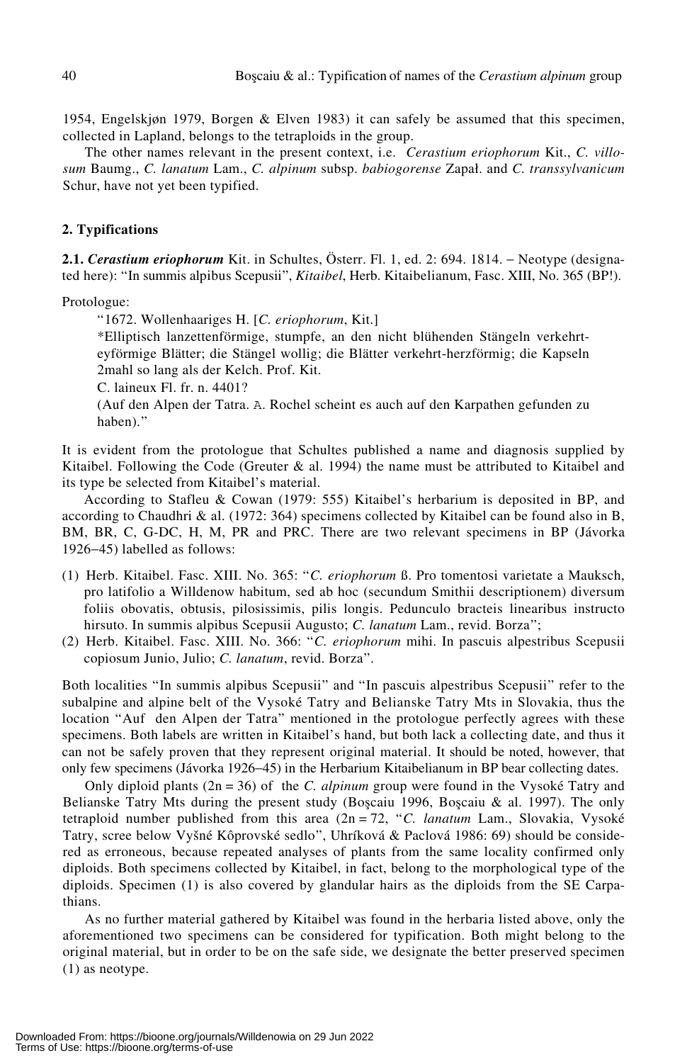1954, Engelskjøn 1979, Borgen & Elven 1983) it can safely be assumed that this specimen, collected in Lapland, belongs to the tetraploids in the group.

The other names relevant in the present context, i.e. *Cerastium eriophorum* Kit., *C. villosum* Baumg., *C. lanatum* Lam., *C. alpinum* subsp. *babiogorense* Zapał. and *C. transsylvanicum* Schur, have not yet been typified.

## 2. Typifications

**2.1. *Cerastium eriophorum*** Kit. in Schultes, Österr. Fl. 1, ed. 2: 694. 1814. – Neotype (designated here): "In summis alpibus Scepusii", *Kitaibel*, Herb. Kitaibelianum, Fasc. XIII, No. 365 (BP!).

Protologue:

> "1672. Wollenhaariges H. [*C. eriophorum*, Kit.]
> *Elliptisch lanzettenförmige, stumpfe, an den nicht blühenden Stängeln verkehrt-eyförmige Blätter; die Stängel wollig; die Blätter verkehrt-herzförmig; die Kapseln 2mahl so lang als der Kelch. Prof. Kit.
> C. laineux Fl. fr. n. 4401?
> (Auf den Alpen der Tatra. A. Rochel scheint es auch auf den Karpathen gefunden zu haben)."

It is evident from the protologue that Schultes published a name and diagnosis supplied by Kitaibel. Following the Code (Greuter & al. 1994) the name must be attributed to Kitaibel and its type be selected from Kitaibel's material.

According to Stafleu & Cowan (1979: 555) Kitaibel's herbarium is deposited in BP, and according to Chaudhri & al. (1972: 364) specimens collected by Kitaibel can be found also in B, BM, BR, C, G-DC, H, M, PR and PRC. There are two relevant specimens in BP (Jávorka 1926–45) labelled as follows:

(1) Herb. Kitaibel. Fasc. XIII. No. 365: "*C. eriophorum* ß. Pro tomentosi varietate a Mauksch, pro latifolio a Willdenow habitum, sed ab hoc (secundum Smithii descriptionem) diversum foliis obovatis, obtusis, pilosissimis, pilis longis. Pedunculo bracteis linearibus instructo hirsuto. In summis alpibus Scepusii Augusto; *C. lanatum* Lam., revid. Borza";

(2) Herb. Kitaibel. Fasc. XIII. No. 366: "*C. eriophorum* mihi. In pascuis alpestribus Scepusii copiosum Junio, Julio; *C. lanatum*, revid. Borza".

Both localities "In summis alpibus Scepusii" and "In pascuis alpestribus Scepusii" refer to the subalpine and alpine belt of the Vysoké Tatry and Belianske Tatry Mts in Slovakia, thus the location "Auf den Alpen der Tatra" mentioned in the protologue perfectly agrees with these specimens. Both labels are written in Kitaibel's hand, but both lack a collecting date, and thus it can not be safely proven that they represent original material. It should be noted, however, that only few specimens (Jávorka 1926–45) in the Herbarium Kitaibelianum in BP bear collecting dates.

Only diploid plants (2n = 36) of the *C. alpinum* group were found in the Vysoké Tatry and Belianske Tatry Mts during the present study (Boşcaiu 1996, Boşcaiu & al. 1997). The only tetraploid number published from this area (2n = 72, "*C. lanatum* Lam., Slovakia, Vysoké Tatry, scree below Vyšné Kôprovské sedlo", Uhríková & Paclová 1986: 69) should be considered as erroneous, because repeated analyses of plants from the same locality confirmed only diploids. Both specimens collected by Kitaibel, in fact, belong to the morphological type of the diploids. Specimen (1) is also covered by glandular hairs as the diploids from the SE Carpathians.

As no further material gathered by Kitaibel was found in the herbaria listed above, only the aforementioned two specimens can be considered for typification. Both might belong to the original material, but in order to be on the safe side, we designate the better preserved specimen (1) as neotype.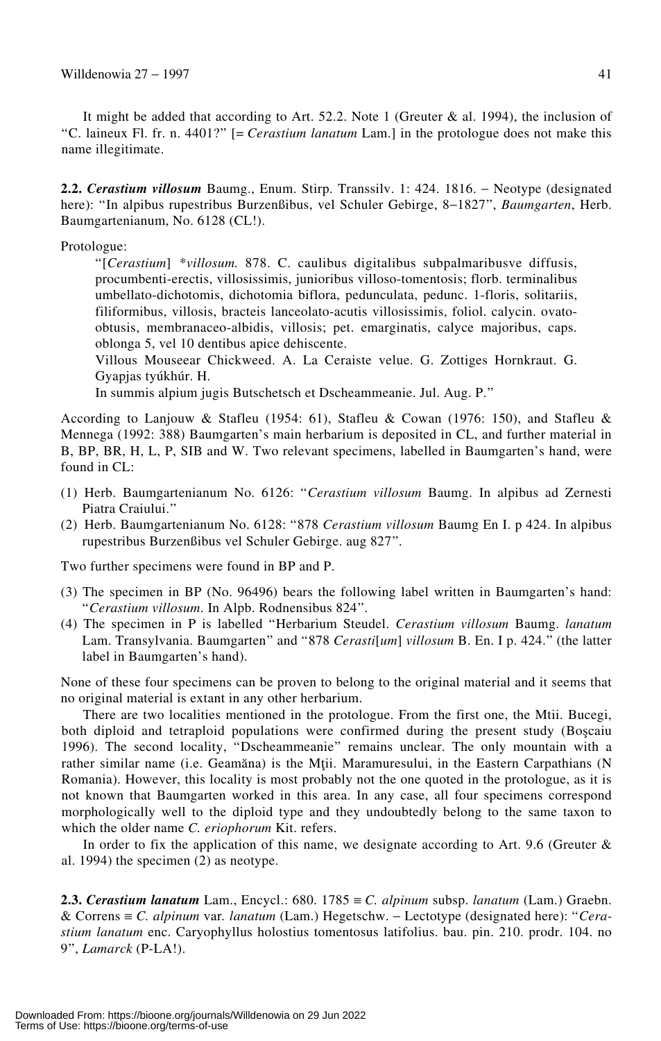It might be added that according to Art. 52.2. Note 1 (Greuter & al. 1994), the inclusion of "C. laineux Fl. fr. n. 4401?" [= *Cerastium lanatum* Lam.] in the protologue does not make this name illegitimate.

**2.2.** ***Cerastium villosum*** Baumg., Enum. Stirp. Transsilv. 1: 424. 1816. – Neotype (designated here): "In alpibus rupestribus Burzenßibus, vel Schuler Gebirge, 8–1827", *Baumgarten*, Herb. Baumgartenianum, No. 6128 (CL!).

Protologue:

> "[*Cerastium*] \**villosum.* 878. C. caulibus digitalibus subpalmaribusve diffusis, procumbenti-erectis, villosissimis, junioribus villoso-tomentosis; florb. terminalibus umbellato-dichotomis, dichotomia biflora, pedunculata, pedunc. 1-floris, solitariis, filiformibus, villosis, bracteis lanceolato-acutis villosissimis, foliol. calycin. ovato-obtusis, membranaceo-albidis, villosis; pet. emarginatis, calyce majoribus, caps. oblonga 5, vel 10 dentibus apice dehiscente.
>
> Villous Mouseear Chickweed. A. La Ceraiste velue. G. Zottiges Hornkraut. G. Gyapjas tyúkhúr. H.
>
> In summis alpium jugis Butschetsch et Dscheammeanie. Jul. Aug. P."

According to Lanjouw & Stafleu (1954: 61), Stafleu & Cowan (1976: 150), and Stafleu & Mennega (1992: 388) Baumgarten's main herbarium is deposited in CL, and further material in B, BP, BR, H, L, P, SIB and W. Two relevant specimens, labelled in Baumgarten's hand, were found in CL:

(1) Herb. Baumgartenianum No. 6126: "*Cerastium villosum* Baumg. In alpibus ad Zernesti Piatra Craiului."
(2) Herb. Baumgartenianum No. 6128: "878 *Cerastium villosum* Baumg En I. p 424. In alpibus rupestribus Burzenßibus vel Schuler Gebirge. aug 827".

Two further specimens were found in BP and P.

(3) The specimen in BP (No. 96496) bears the following label written in Baumgarten's hand: "*Cerastium villosum*. In Alpb. Rodnensibus 824".
(4) The specimen in P is labelled "Herbarium Steudel. *Cerastium villosum* Baumg. *lanatum* Lam. Transylvania. Baumgarten" and "878 *Cerasti*[*um*] *villosum* B. En. I p. 424." (the latter label in Baumgarten's hand).

None of these four specimens can be proven to belong to the original material and it seems that no original material is extant in any other herbarium.

There are two localities mentioned in the protologue. From the first one, the Mtii. Bucegi, both diploid and tetraploid populations were confirmed during the present study (Boşcaiu 1996). The second locality, "Dscheammeanie" remains unclear. The only mountain with a rather similar name (i.e. Geamăna) is the Mţii. Maramuresului, in the Eastern Carpathians (N Romania). However, this locality is most probably not the one quoted in the protologue, as it is not known that Baumgarten worked in this area. In any case, all four specimens correspond morphologically well to the diploid type and they undoubtedly belong to the same taxon to which the older name *C. eriophorum* Kit. refers.

In order to fix the application of this name, we designate according to Art. 9.6 (Greuter & al. 1994) the specimen (2) as neotype.

**2.3.** ***Cerastium lanatum*** Lam., Encycl.: 680. 1785 ≡ *C. alpinum* subsp. *lanatum* (Lam.) Graebn. & Correns ≡ *C. alpinum* var. *lanatum* (Lam.) Hegetschw. – Lectotype (designated here): "*Cerastium lanatum* enc. Caryophyllus holostius tomentosus latifolius. bau. pin. 210. prodr. 104. no 9", *Lamarck* (P-LA!).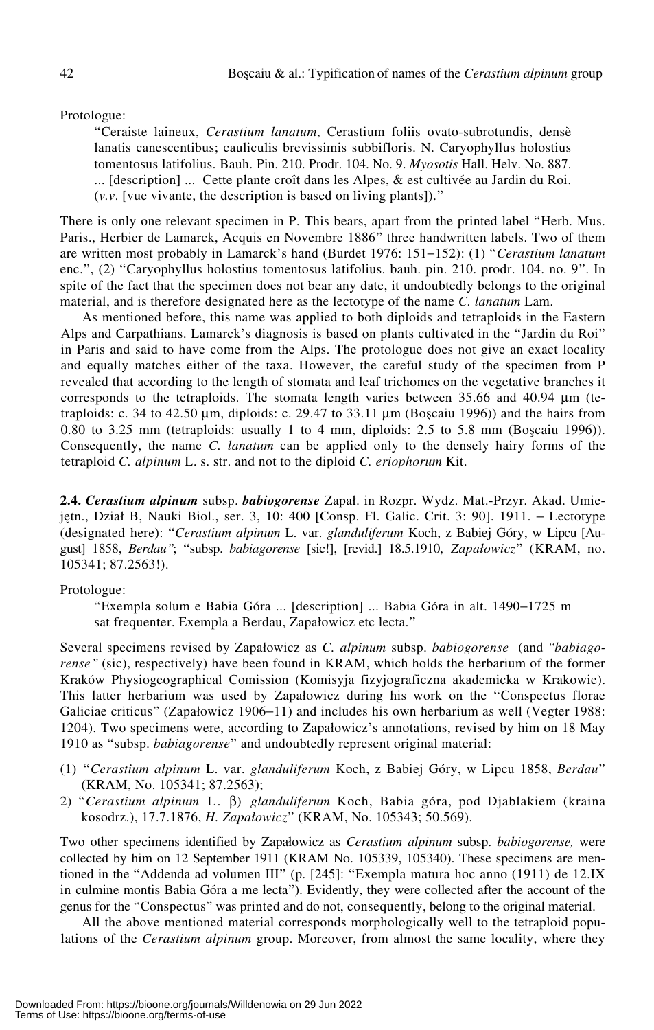Protologue:

> "Ceraiste laineux, *Cerastium lanatum*, Cerastium foliis ovato-subrotundis, densè lanatis canescentibus; cauliculis brevissimis subbifloris. N. Caryophyllus holostius tomentosus latifolius. Bauh. Pin. 210. Prodr. 104. No. 9. *Myosotis* Hall. Helv. No. 887. ... [description] ... Cette plante croît dans les Alpes, & est cultivée au Jardin du Roi. (*v.v*. [vue vivante, the description is based on living plants])."

There is only one relevant specimen in P. This bears, apart from the printed label "Herb. Mus. Paris., Herbier de Lamarck, Acquis en Novembre 1886" three handwritten labels. Two of them are written most probably in Lamarck's hand (Burdet 1976: 151–152): (1) "*Cerastium lanatum* enc.", (2) "Caryophyllus holostius tomentosus latifolius. bauh. pin. 210. prodr. 104. no. 9". In spite of the fact that the specimen does not bear any date, it undoubtedly belongs to the original material, and is therefore designated here as the lectotype of the name *C. lanatum* Lam.

As mentioned before, this name was applied to both diploids and tetraploids in the Eastern Alps and Carpathians. Lamarck's diagnosis is based on plants cultivated in the "Jardin du Roi" in Paris and said to have come from the Alps. The protologue does not give an exact locality and equally matches either of the taxa. However, the careful study of the specimen from P revealed that according to the length of stomata and leaf trichomes on the vegetative branches it corresponds to the tetraploids. The stomata length varies between 35.66 and 40.94 µm (tetraploids: c. 34 to 42.50 µm, diploids: c. 29.47 to 33.11 µm (Boşcaiu 1996)) and the hairs from 0.80 to 3.25 mm (tetraploids: usually 1 to 4 mm, diploids: 2.5 to 5.8 mm (Boşcaiu 1996)). Consequently, the name *C. lanatum* can be applied only to the densely hairy forms of the tetraploid *C. alpinum* L. s. str. and not to the diploid *C. eriophorum* Kit.

**2.4. *Cerastium alpinum*** subsp. ***babiogorense*** Zapał. in Rozpr. Wydz. Mat.-Przyr. Akad. Umiejętn., Dział B, Nauki Biol., ser. 3, 10: 400 [Consp. Fl. Galic. Crit. 3: 90]. 1911. – Lectotype (designated here): "*Cerastium alpinum* L. var. *glanduliferum* Koch, z Babiej Góry, w Lipcu [August] 1858, *Berdau"*; "subsp. *babiagorense* [sic!], [revid.] 18.5.1910, *Zapałowicz*" (KRAM, no. 105341; 87.2563!).

Protologue:

> "Exempla solum e Babia Góra ... [description] ... Babia Góra in alt. 1490–1725 m sat frequenter. Exempla a Berdau, Zapałowicz etc lecta."

Several specimens revised by Zapałowicz as *C. alpinum* subsp. *babiogorense* (and *"babiagorense"* (sic), respectively) have been found in KRAM, which holds the herbarium of the former Kraków Physiogeographical Comission (Komisyja fizyjograficzna akademicka w Krakowie). This latter herbarium was used by Zapałowicz during his work on the "Conspectus florae Galiciae criticus" (Zapałowicz 1906–11) and includes his own herbarium as well (Vegter 1988: 1204). Two specimens were, according to Zapałowicz's annotations, revised by him on 18 May 1910 as "subsp. *babiagorense*" and undoubtedly represent original material:

(1) "*Cerastium alpinum* L. var. *glanduliferum* Koch, z Babiej Góry, w Lipcu 1858, *Berdau*" (KRAM, No. 105341; 87.2563);

2) "*Cerastium alpinum* L. β) *glanduliferum* Koch, Babia góra, pod Djablakiem (kraina kosodrz.), 17.7.1876, *H. Zapałowicz*" (KRAM, No. 105343; 50.569).

Two other specimens identified by Zapałowicz as *Cerastium alpinum* subsp. *babiogorense,* were collected by him on 12 September 1911 (KRAM No. 105339, 105340). These specimens are mentioned in the "Addenda ad volumen III" (p. [245]: "Exempla matura hoc anno (1911) de 12.IX in culmine montis Babia Góra a me lecta"). Evidently, they were collected after the account of the genus for the "Conspectus" was printed and do not, consequently, belong to the original material.

All the above mentioned material corresponds morphologically well to the tetraploid populations of the *Cerastium alpinum* group. Moreover, from almost the same locality, where they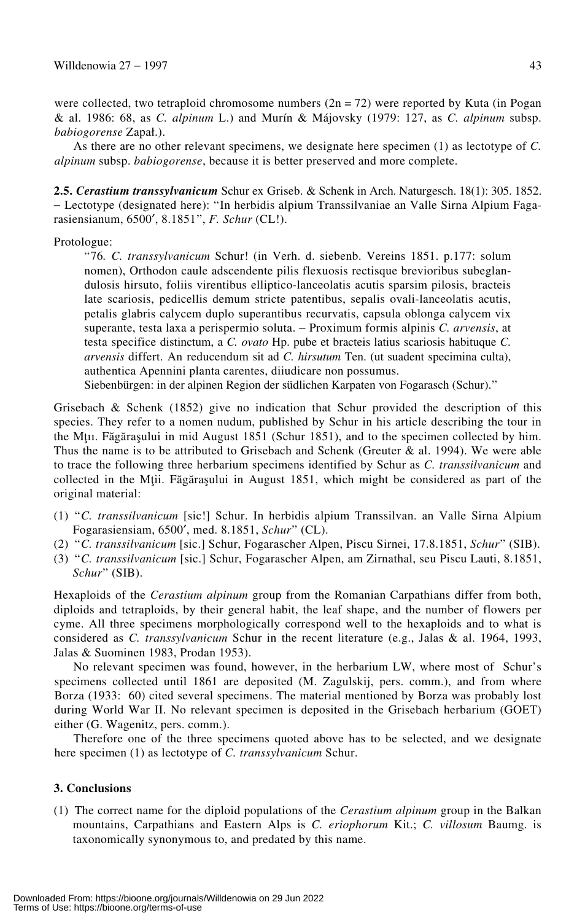were collected, two tetraploid chromosome numbers (2n = 72) were reported by Kuta (in Pogan & al. 1986: 68, as *C. alpinum* L.) and Murín & Májovsky (1979: 127, as *C. alpinum* subsp. *babiogorense* Zapał.).

As there are no other relevant specimens, we designate here specimen (1) as lectotype of *C. alpinum* subsp. *babiogorense*, because it is better preserved and more complete.

**2.5.** ***Cerastium transsylvanicum*** Schur ex Griseb. & Schenk in Arch. Naturgesch. 18(1): 305. 1852. – Lectotype (designated here): "In herbidis alpium Transsilvaniae an Valle Sirna Alpium Fagarasiensianum, 6500′, 8.1851", *F. Schur* (CL!).

Protologue:

> "76. *C. transsylvanicum* Schur! (in Verh. d. siebenb. Vereins 1851. p.177: solum nomen), Orthodon caule adscendente pilis flexuosis rectisque brevioribus subeglandulosis hirsuto, foliis virentibus elliptico-lanceolatis acutis sparsim pilosis, bracteis late scariosis, pedicellis demum stricte patentibus, sepalis ovali-lanceolatis acutis, petalis glabris calycem duplo superantibus recurvatis, capsula oblonga calycem vix superante, testa laxa a perispermio soluta. – Proximum formis alpinis *C. arvensis*, at testa specifice distinctum, a *C. ovato* Hp. pube et bracteis latius scariosis habituque *C. arvensis* differt. An reducendum sit ad *C. hirsutum* Ten. (ut suadent specimina culta), authentica Apennini planta carentes, diiudicare non possumus.
>
> Siebenbürgen: in der alpinen Region der südlichen Karpaten von Fogarasch (Schur)."

Grisebach & Schenk (1852) give no indication that Schur provided the description of this species. They refer to a nomen nudum, published by Schur in his article describing the tour in the Mţıı. Făgăraşului in mid August 1851 (Schur 1851), and to the specimen collected by him. Thus the name is to be attributed to Grisebach and Schenk (Greuter & al. 1994). We were able to trace the following three herbarium specimens identified by Schur as *C. transsilvanicum* and collected in the Mţii. Făgăraşului in August 1851, which might be considered as part of the original material:

(1) "*C. transsilvanicum* [sic!] Schur. In herbidis alpium Transsilvan. an Valle Sirna Alpium Fogarasiensiam, 6500′, med. 8.1851, *Schur*" (CL).
(2) "*C. transsilvanicum* [sic.] Schur, Fogarascher Alpen, Piscu Sirnei, 17.8.1851, *Schur*" (SIB).
(3) "*C. transsilvanicum* [sic.] Schur, Fogarascher Alpen, am Zirnathal, seu Piscu Lauti, 8.1851, *Schur*" (SIB).

Hexaploids of the *Cerastium alpinum* group from the Romanian Carpathians differ from both, diploids and tetraploids, by their general habit, the leaf shape, and the number of flowers per cyme. All three specimens morphologically correspond well to the hexaploids and to what is considered as *C. transsylvanicum* Schur in the recent literature (e.g., Jalas & al. 1964, 1993, Jalas & Suominen 1983, Prodan 1953).

No relevant specimen was found, however, in the herbarium LW, where most of Schur's specimens collected until 1861 are deposited (M. Zagulskij, pers. comm.), and from where Borza (1933: 60) cited several specimens. The material mentioned by Borza was probably lost during World War II. No relevant specimen is deposited in the Grisebach herbarium (GOET) either (G. Wagenitz, pers. comm.).

Therefore one of the three specimens quoted above has to be selected, and we designate here specimen (1) as lectotype of *C. transsylvanicum* Schur.

### 3. Conclusions

(1) The correct name for the diploid populations of the *Cerastium alpinum* group in the Balkan mountains, Carpathians and Eastern Alps is *C. eriophorum* Kit.; *C. villosum* Baumg. is taxonomically synonymous to, and predated by this name.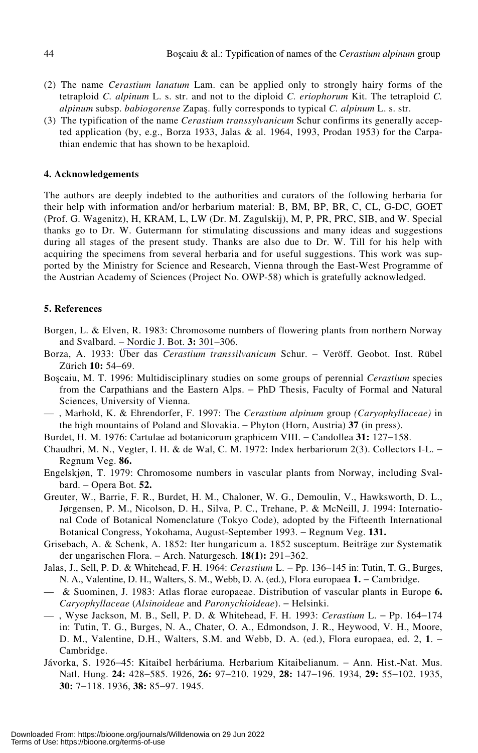(2) The name *Cerastium lanatum* Lam. can be applied only to strongly hairy forms of the tetraploid *C. alpinum* L. s. str. and not to the diploid *C. eriophorum* Kit. The tetraploid *C. alpinum* subsp. *babiogorense* Zapaş. fully corresponds to typical *C. alpinum* L. s. str.

(3) The typification of the name *Cerastium transsylvanicum* Schur confirms its generally accepted application (by, e.g., Borza 1933, Jalas & al. 1964, 1993, Prodan 1953) for the Carpathian endemic that has shown to be hexaploid.

#### 4. Acknowledgements

The authors are deeply indebted to the authorities and curators of the following herbaria for their help with information and/or herbarium material: B, BM, BP, BR, C, CL, G-DC, GOET (Prof. G. Wagenitz), H, KRAM, L, LW (Dr. M. Zagulskij), M, P, PR, PRC, SIB, and W. Special thanks go to Dr. W. Gutermann for stimulating discussions and many ideas and suggestions during all stages of the present study. Thanks are also due to Dr. W. Till for his help with acquiring the specimens from several herbaria and for useful suggestions. This work was supported by the Ministry for Science and Research, Vienna through the East-West Programme of the Austrian Academy of Sciences (Project No. OWP-58) which is gratefully acknowledged.

#### 5. References

Borgen, L. & Elven, R. 1983: Chromosome numbers of flowering plants from northern Norway and Svalbard. – Nordic J. Bot. **3:** 301–306.

Borza, A. 1933: Über das *Cerastium transsilvanicum* Schur. – Veröff. Geobot. Inst. Rübel Zürich **10:** 54–69.

Boşcaiu, M. T. 1996: Multidisciplinary studies on some groups of perennial *Cerastium* species from the Carpathians and the Eastern Alps. – PhD Thesis, Faculty of Formal and Natural Sciences, University of Vienna.

— , Marhold, K. & Ehrendorfer, F. 1997: The *Cerastium alpinum* group *(Caryophyllaceae)* in the high mountains of Poland and Slovakia. – Phyton (Horn, Austria) **37** (in press).

Burdet, H. M. 1976: Cartulae ad botanicorum graphicem VIII. – Candollea **31:** 127–158.

Chaudhri, M. N., Vegter, I. H. & de Wal, C. M. 1972: Index herbariorum 2(3). Collectors I-L. – Regnum Veg. **86.**

Engelskjøn, T. 1979: Chromosome numbers in vascular plants from Norway, including Svalbard. – Opera Bot. **52.**

Greuter, W., Barrie, F. R., Burdet, H. M., Chaloner, W. G., Demoulin, V., Hawksworth, D. L., Jørgensen, P. M., Nicolson, D. H., Silva, P. C., Trehane, P. & McNeill, J. 1994: International Code of Botanical Nomenclature (Tokyo Code), adopted by the Fifteenth International Botanical Congress, Yokohama, August-September 1993. – Regnum Veg. **131.**

Grisebach, A. & Schenk, A. 1852: Iter hungaricum a. 1852 susceptum. Beiträge zur Systematik der ungarischen Flora. – Arch. Naturgesch. **18(1):** 291–362.

Jalas, J., Sell, P. D. & Whitehead, F. H. 1964: *Cerastium* L. – Pp. 136–145 in: Tutin, T. G., Burges, N. A., Valentine, D. H., Walters, S. M., Webb, D. A. (ed.), Flora europaea **1.** – Cambridge.

— & Suominen, J. 1983: Atlas florae europaeae. Distribution of vascular plants in Europe **6.** *Caryophyllaceae* (*Alsinoideae* and *Paronychioideae*). – Helsinki.

— , Wyse Jackson, M. B., Sell, P. D. & Whitehead, F. H. 1993: *Cerastium* L. – Pp. 164–174 in: Tutin, T. G., Burges, N. A., Chater, O. A., Edmondson, J. R., Heywood, V. H., Moore, D. M., Valentine, D.H., Walters, S.M. and Webb, D. A. (ed.), Flora europaea, ed. 2, **1**. – Cambridge.

Jávorka, S. 1926–45: Kitaibel herbáriuma. Herbarium Kitaibelianum. – Ann. Hist.-Nat. Mus. Natl. Hung. **24:** 428–585. 1926, **26:** 97–210. 1929, **28:** 147–196. 1934, **29:** 55–102. 1935, **30:** 7–118. 1936, **38:** 85–97. 1945.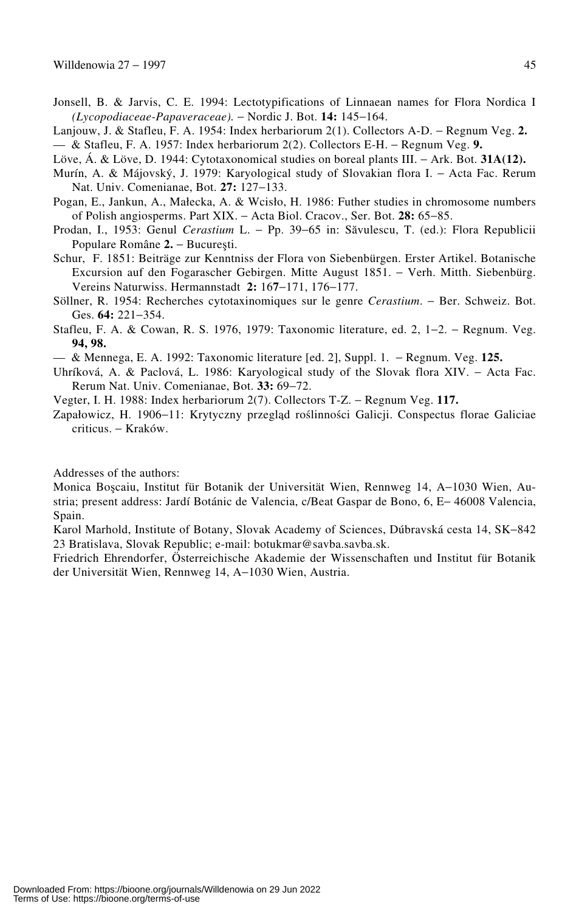Jonsell, B. & Jarvis, C. E. 1994: Lectotypifications of Linnaean names for Flora Nordica I *(Lycopodiaceae-Papaveraceae)*. – Nordic J. Bot. **14:** 145–164.

Lanjouw, J. & Stafleu, F. A. 1954: Index herbariorum 2(1). Collectors A-D. – Regnum Veg. **2.**

— & Stafleu, F. A. 1957: Index herbariorum 2(2). Collectors E-H. – Regnum Veg. **9.**

Löve, Á. & Löve, D. 1944: Cytotaxonomical studies on boreal plants III. – Ark. Bot. **31A(12).**

Murín, A. & Májovský, J. 1979: Karyological study of Slovakian flora I. – Acta Fac. Rerum Nat. Univ. Comenianae, Bot. **27:** 127–133.

Pogan, E., Jankun, A., Małecka, A. & Wcisło, H. 1986: Futher studies in chromosome numbers of Polish angiosperms. Part XIX. – Acta Biol. Cracov., Ser. Bot. **28:** 65–85.

Prodan, I., 1953: Genul *Cerastium* L. – Pp. 39–65 in: Săvulescu, T. (ed.): Flora Republicii Populare Române **2.** – Bucureşti.

Schur, F. 1851: Beiträge zur Kenntniss der Flora von Siebenbürgen. Erster Artikel. Botanische Excursion auf den Fogarascher Gebirgen. Mitte August 1851. – Verh. Mitth. Siebenbürg. Vereins Naturwiss. Hermannstadt **2:** 167–171, 176–177.

Söllner, R. 1954: Recherches cytotaxinomiques sur le genre *Cerastium*. – Ber. Schweiz. Bot. Ges. **64:** 221–354.

Stafleu, F. A. & Cowan, R. S. 1976, 1979: Taxonomic literature, ed. 2, 1–2. – Regnum. Veg. **94, 98.**

— & Mennega, E. A. 1992: Taxonomic literature [ed. 2], Suppl. 1. – Regnum. Veg. **125.**

Uhríková, A. & Paclová, L. 1986: Karyological study of the Slovak flora XIV. – Acta Fac. Rerum Nat. Univ. Comenianae, Bot. **33:** 69–72.

Vegter, I. H. 1988: Index herbariorum 2(7). Collectors T-Z. – Regnum Veg. **117.**

Zapałowicz, H. 1906–11: Krytyczny przegląd roślinności Galicji. Conspectus florae Galiciae criticus. – Kraków.

Addresses of the authors:

Monica Boşcaiu, Institut für Botanik der Universität Wien, Rennweg 14, A–1030 Wien, Austria; present address: Jardí Botánic de Valencia, c/Beat Gaspar de Bono, 6, E– 46008 Valencia, Spain.

Karol Marhold, Institute of Botany, Slovak Academy of Sciences, Dúbravská cesta 14, SK–842 23 Bratislava, Slovak Republic; e-mail: botukmar@savba.savba.sk.

Friedrich Ehrendorfer, Österreichische Akademie der Wissenschaften und Institut für Botanik der Universität Wien, Rennweg 14, A–1030 Wien, Austria.